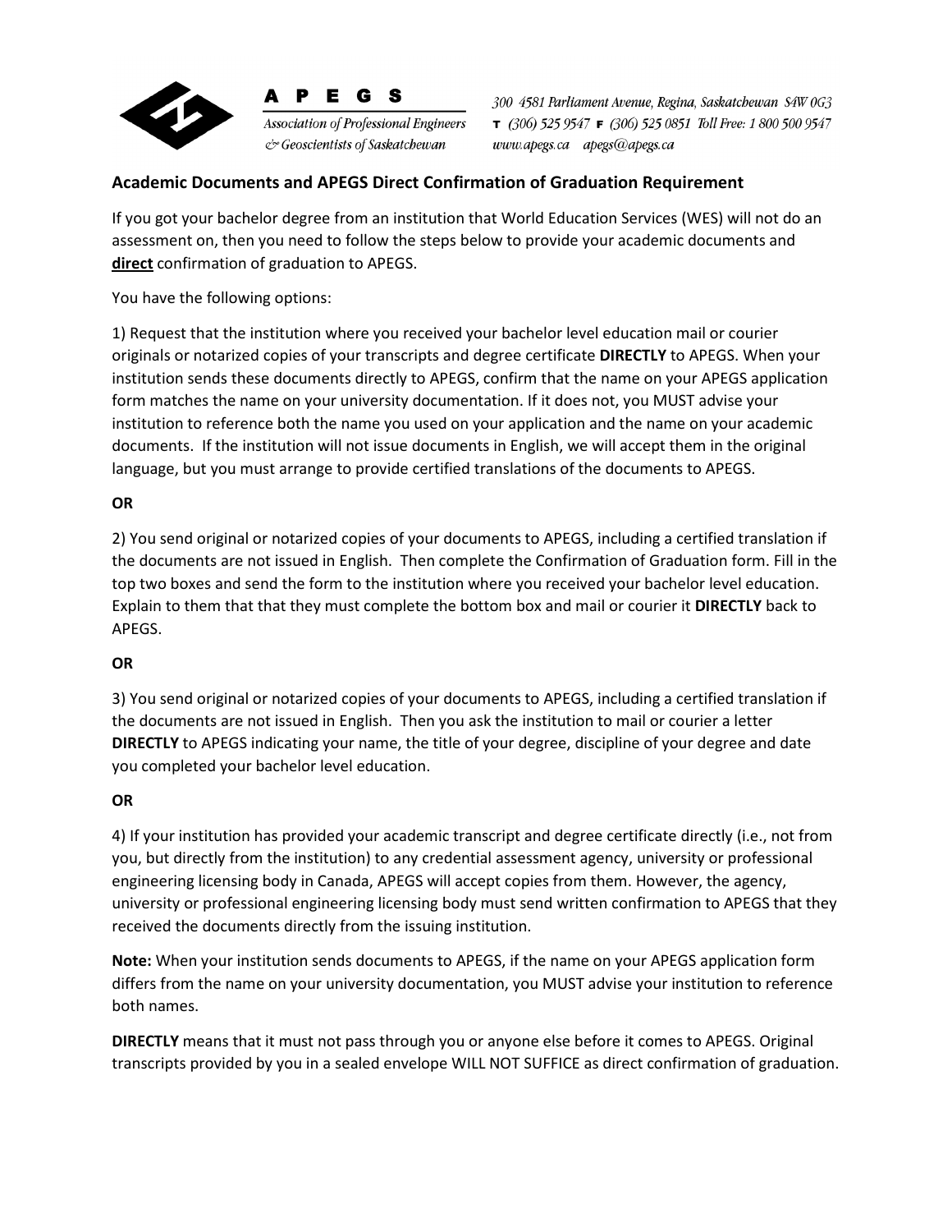**A P E G S**

*Association of Professional Engineers & Geoscientists of Saskatchewan*

*300 4581 Parliament Avenue, Regina, Saskatchewan S4W 0G3*
*T (306) 525 9547 F (306) 525 0851 Toll Free: 1 800 500 9547*
*www.apegs.ca apegs@apegs.ca*

## Academic Documents and APEGS Direct Confirmation of Graduation Requirement

If you got your bachelor degree from an institution that World Education Services (WES) will not do an assessment on, then you need to follow the steps below to provide your academic documents and **direct** confirmation of graduation to APEGS.

You have the following options:

1) Request that the institution where you received your bachelor level education mail or courier originals or notarized copies of your transcripts and degree certificate **DIRECTLY** to APEGS. When your institution sends these documents directly to APEGS, confirm that the name on your APEGS application form matches the name on your university documentation. If it does not, you MUST advise your institution to reference both the name you used on your application and the name on your academic documents. If the institution will not issue documents in English, we will accept them in the original language, but you must arrange to provide certified translations of the documents to APEGS.

**OR**

2) You send original or notarized copies of your documents to APEGS, including a certified translation if the documents are not issued in English. Then complete the Confirmation of Graduation form. Fill in the top two boxes and send the form to the institution where you received your bachelor level education. Explain to them that that they must complete the bottom box and mail or courier it **DIRECTLY** back to APEGS.

**OR**

3) You send original or notarized copies of your documents to APEGS, including a certified translation if the documents are not issued in English. Then you ask the institution to mail or courier a letter **DIRECTLY** to APEGS indicating your name, the title of your degree, discipline of your degree and date you completed your bachelor level education.

**OR**

4) If your institution has provided your academic transcript and degree certificate directly (i.e., not from you, but directly from the institution) to any credential assessment agency, university or professional engineering licensing body in Canada, APEGS will accept copies from them. However, the agency, university or professional engineering licensing body must send written confirmation to APEGS that they received the documents directly from the issuing institution.

**Note:** When your institution sends documents to APEGS, if the name on your APEGS application form differs from the name on your university documentation, you MUST advise your institution to reference both names.

**DIRECTLY** means that it must not pass through you or anyone else before it comes to APEGS. Original transcripts provided by you in a sealed envelope WILL NOT SUFFICE as direct confirmation of graduation.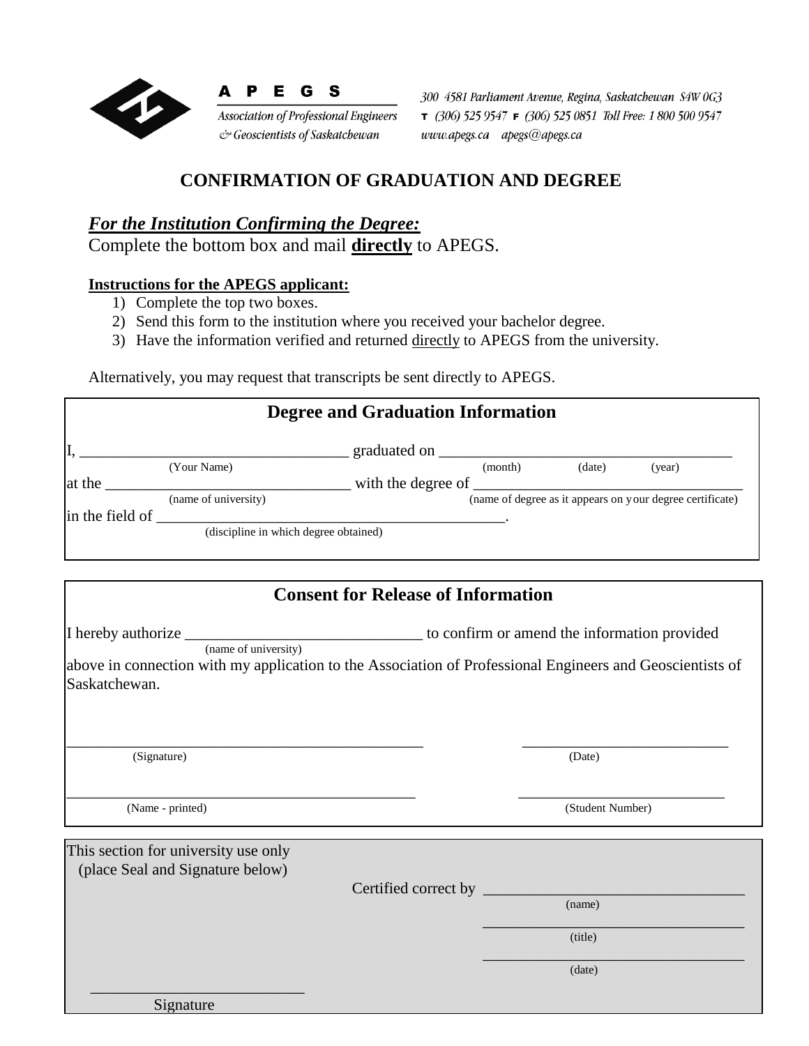**A P E G S**

Association of Professional Engineers & Geoscientists of Saskatchewan

*300 4581 Parliament Avenue, Regina, Saskatchewan S4W 0G3*
*T (306) 525 9547 F (306) 525 0851 Toll Free: 1 800 500 9547*
*www.apegs.ca apegs@apegs.ca*

# CONFIRMATION OF GRADUATION AND DEGREE

***For the Institution Confirming the Degree:***
Complete the bottom box and mail **directly** to APEGS.

**Instructions for the APEGS applicant:**

1) Complete the top two boxes.
2) Send this form to the institution where you received your bachelor degree.
3) Have the information verified and returned directly to APEGS from the university.

Alternatively, you may request that transcripts be sent directly to APEGS.

## Degree and Graduation Information

I, ________________________________ graduated on ____________________________________
(Your Name) (month) (date) (year)

at the ______________________________ with the degree of __________________________________
(name of university) (name of degree as it appears on your degree certificate)

in the field of ____________________________________________.
(discipline in which degree obtained)

## Consent for Release of Information

I hereby authorize _____________________________ to confirm or amend the information provided
(name of university)
above in connection with my application to the Association of Professional Engineers and Geoscientists of Saskatchewan.

_____________________________________________ __________________________
(Signature) (Date)

____________________________________________ __________________________
(Name - printed) (Student Number)

---

This section for university use only
(place Seal and Signature below)

Certified correct by ________________________________
(name)

________________________________
(title)

________________________________
(date)

__________________________
Signature